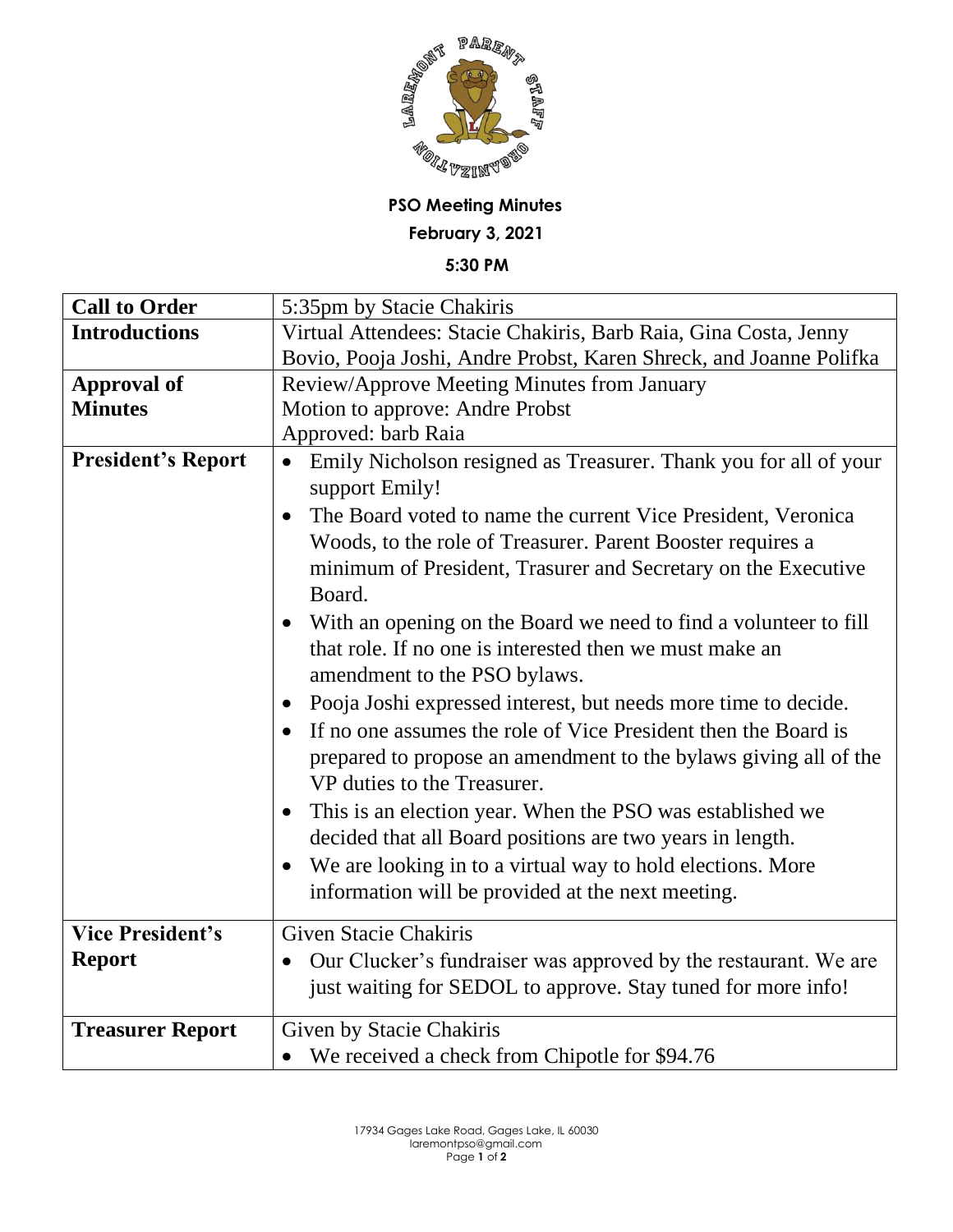**PSO Meeting Minutes**

**February 3, 2021**

**5:30 PM**

| **Call to Order** | 5:35pm by Stacie Chakiris |
|---|---|
| **Introductions** | Virtual Attendees: Stacie Chakiris, Barb Raia, Gina Costa, Jenny Bovio, Pooja Joshi, Andre Probst, Karen Shreck, and Joanne Polifka |
| **Approval of Minutes** | Review/Approve Meeting Minutes from January<br>Motion to approve: Andre Probst<br>Approved: barb Raia |
| **President's Report** | • Emily Nicholson resigned as Treasurer. Thank you for all of your support Emily!<br>• The Board voted to name the current Vice President, Veronica Woods, to the role of Treasurer. Parent Booster requires a minimum of President, Trasurer and Secretary on the Executive Board.<br>• With an opening on the Board we need to find a volunteer to fill that role. If no one is interested then we must make an amendment to the PSO bylaws.<br>• Pooja Joshi expressed interest, but needs more time to decide.<br>• If no one assumes the role of Vice President then the Board is prepared to propose an amendment to the bylaws giving all of the VP duties to the Treasurer.<br>• This is an election year. When the PSO was established we decided that all Board positions are two years in length.<br>• We are looking in to a virtual way to hold elections. More information will be provided at the next meeting. |
| **Vice President's Report** | Given Stacie Chakiris<br>• Our Clucker's fundraiser was approved by the restaurant. We are just waiting for SEDOL to approve. Stay tuned for more info! |
| **Treasurer Report** | Given by Stacie Chakiris<br>• We received a check from Chipotle for $94.76 |

17934 Gages Lake Road, Gages Lake, IL 60030
laremontpso@gmail.com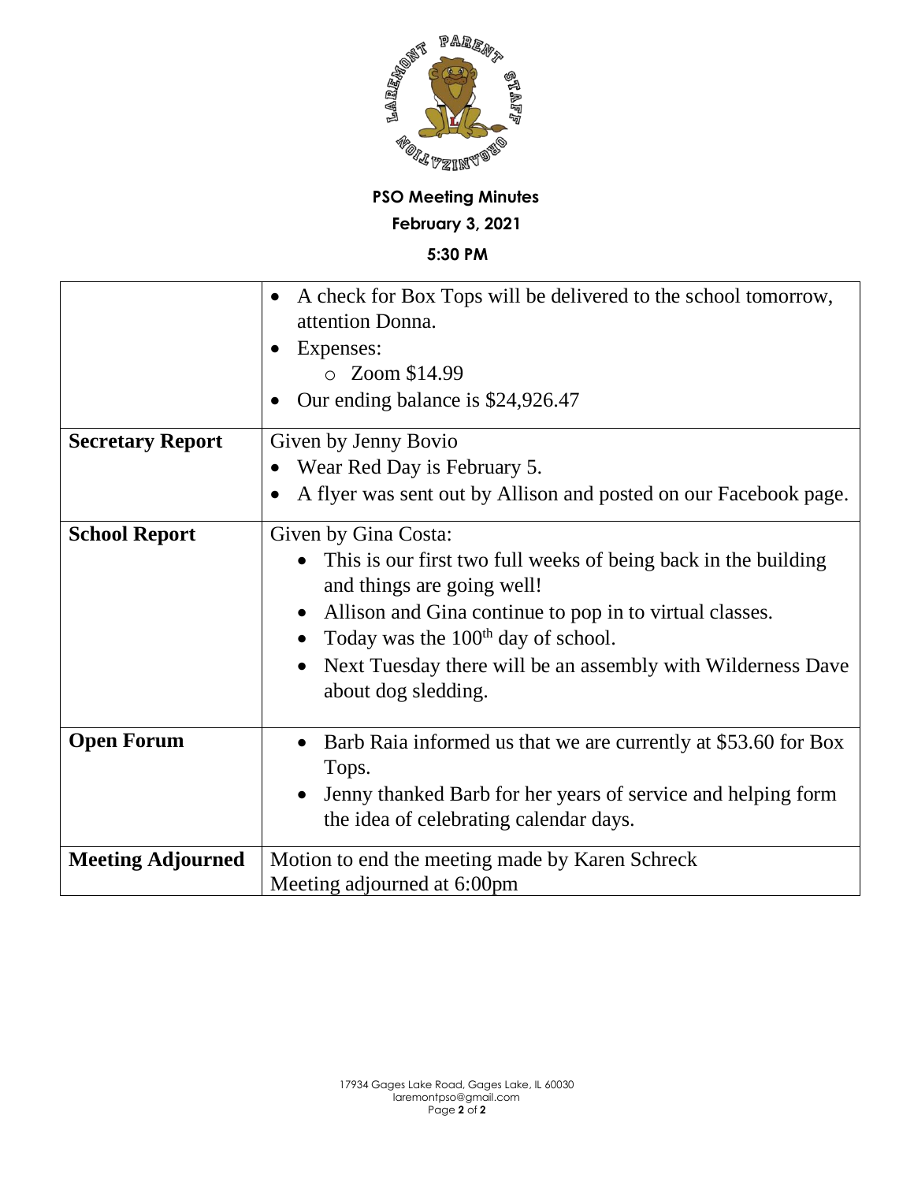**PSO Meeting Minutes**

**February 3, 2021**

**5:30 PM**

| | |
|---|---|
| | • A check for Box Tops will be delivered to the school tomorrow, attention Donna.<br>• Expenses:<br>  ○ Zoom $14.99<br>• Our ending balance is $24,926.47 |
| **Secretary Report** | Given by Jenny Bovio<br>• Wear Red Day is February 5.<br>• A flyer was sent out by Allison and posted on our Facebook page. |
| **School Report** | Given by Gina Costa:<br>• This is our first two full weeks of being back in the building and things are going well!<br>• Allison and Gina continue to pop in to virtual classes.<br>• Today was the 100th day of school.<br>• Next Tuesday there will be an assembly with Wilderness Dave about dog sledding. |
| **Open Forum** | • Barb Raia informed us that we are currently at $53.60 for Box Tops.<br>• Jenny thanked Barb for her years of service and helping form the idea of celebrating calendar days. |
| **Meeting Adjourned** | Motion to end the meeting made by Karen Schreck<br>Meeting adjourned at 6:00pm |

17934 Gages Lake Road, Gages Lake, IL 60030
laremontpso@gmail.com